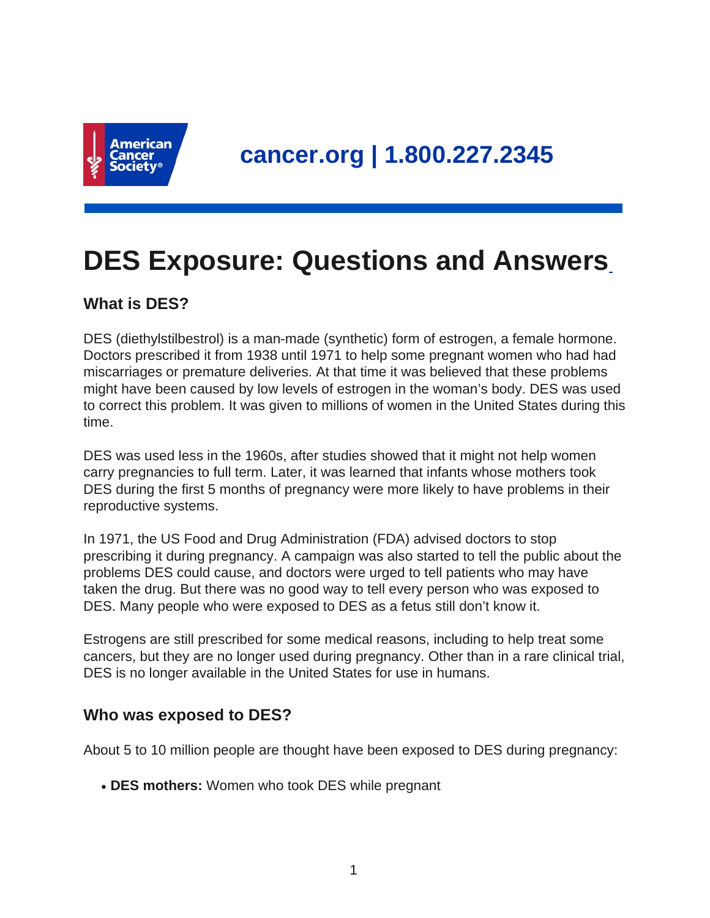cancer.org | 1.800.227.2345

# DES Exposure: Questions and Answers

### What is DES?

DES (diethylstilbestrol) is a man-made (synthetic) form of estrogen, a female hormone. Doctors prescribed it from 1938 until 1971 to help some pregnant women who had had miscarriages or premature deliveries. At that time it was believed that these problems might have been caused by low levels of estrogen in the woman's body. DES was used to correct this problem. It was given to millions of women in the United States during this time.

DES was used less in the 1960s, after studies showed that it might not help women carry pregnancies to full term. Later, it was learned that infants whose mothers took DES during the first 5 months of pregnancy were more likely to have problems in their reproductive systems.

In 1971, the US Food and Drug Administration (FDA) advised doctors to stop prescribing it during pregnancy. A campaign was also started to tell the public about the problems DES could cause, and doctors were urged to tell patients who may have taken the drug. But there was no good way to tell every person who was exposed to DES. Many people who were exposed to DES as a fetus still don't know it.

Estrogens are still prescribed for some medical reasons, including to help treat some cancers, but they are no longer used during pregnancy. Other than in a rare clinical trial, DES is no longer available in the United States for use in humans.

### Who was exposed to DES?

About 5 to 10 million people are thought have been exposed to DES during pregnancy:

- **DES mothers:** Women who took DES while pregnant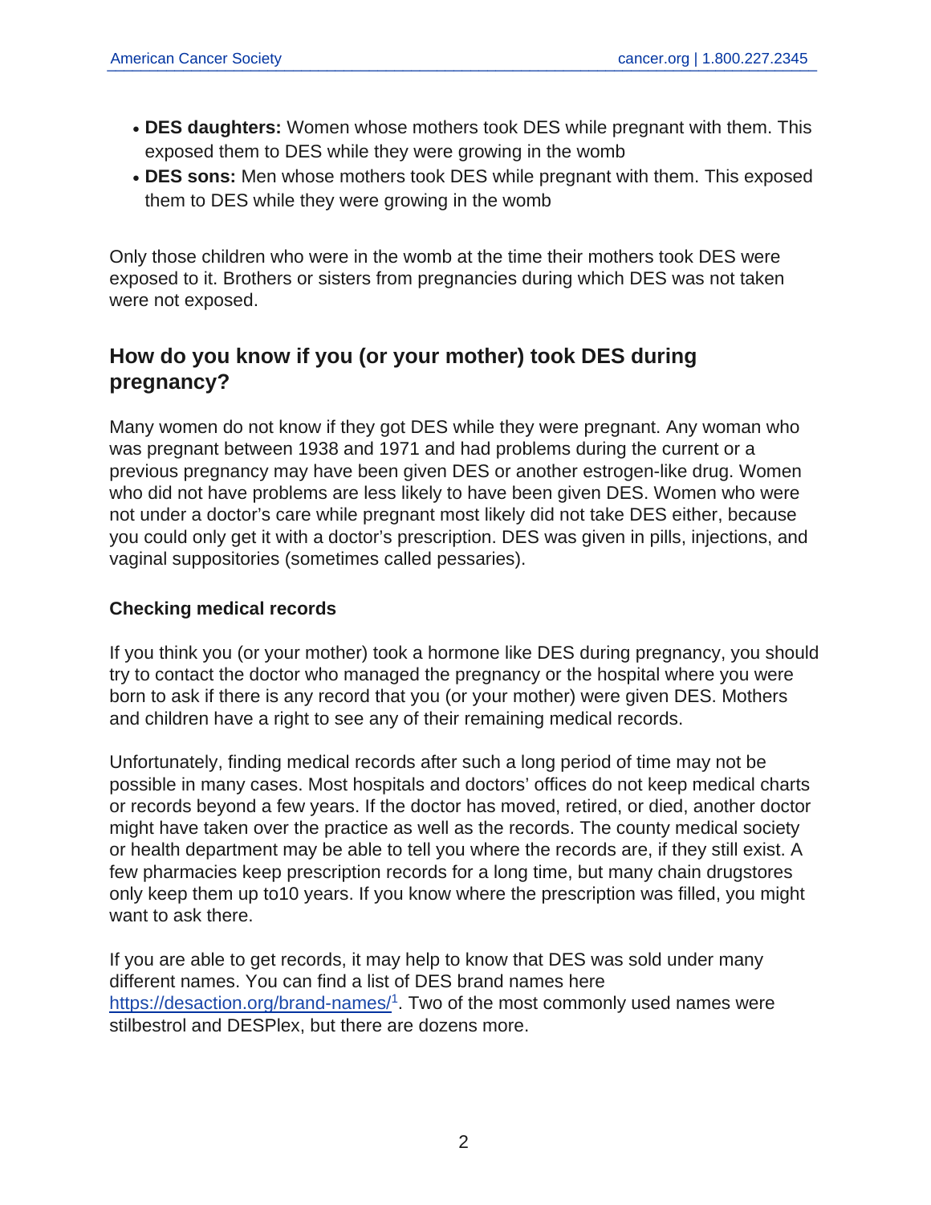- **DES daughters:** Women whose mothers took DES while pregnant with them. This exposed them to DES while they were growing in the womb
- **DES sons:** Men whose mothers took DES while pregnant with them. This exposed them to DES while they were growing in the womb

Only those children who were in the womb at the time their mothers took DES were exposed to it. Brothers or sisters from pregnancies during which DES was not taken were not exposed.

## How do you know if you (or your mother) took DES during pregnancy?

Many women do not know if they got DES while they were pregnant. Any woman who was pregnant between 1938 and 1971 and had problems during the current or a previous pregnancy may have been given DES or another estrogen-like drug. Women who did not have problems are less likely to have been given DES. Women who were not under a doctor's care while pregnant most likely did not take DES either, because you could only get it with a doctor's prescription. DES was given in pills, injections, and vaginal suppositories (sometimes called pessaries).

### Checking medical records

If you think you (or your mother) took a hormone like DES during pregnancy, you should try to contact the doctor who managed the pregnancy or the hospital where you were born to ask if there is any record that you (or your mother) were given DES. Mothers and children have a right to see any of their remaining medical records.

Unfortunately, finding medical records after such a long period of time may not be possible in many cases. Most hospitals and doctors' offices do not keep medical charts or records beyond a few years. If the doctor has moved, retired, or died, another doctor might have taken over the practice as well as the records. The county medical society or health department may be able to tell you where the records are, if they still exist. A few pharmacies keep prescription records for a long time, but many chain drugstores only keep them up to10 years. If you know where the prescription was filled, you might want to ask there.

If you are able to get records, it may help to know that DES was sold under many different names. You can find a list of DES brand names here https://desaction.org/brand-names/[1]. Two of the most commonly used names were stilbestrol and DESPlex, but there are dozens more.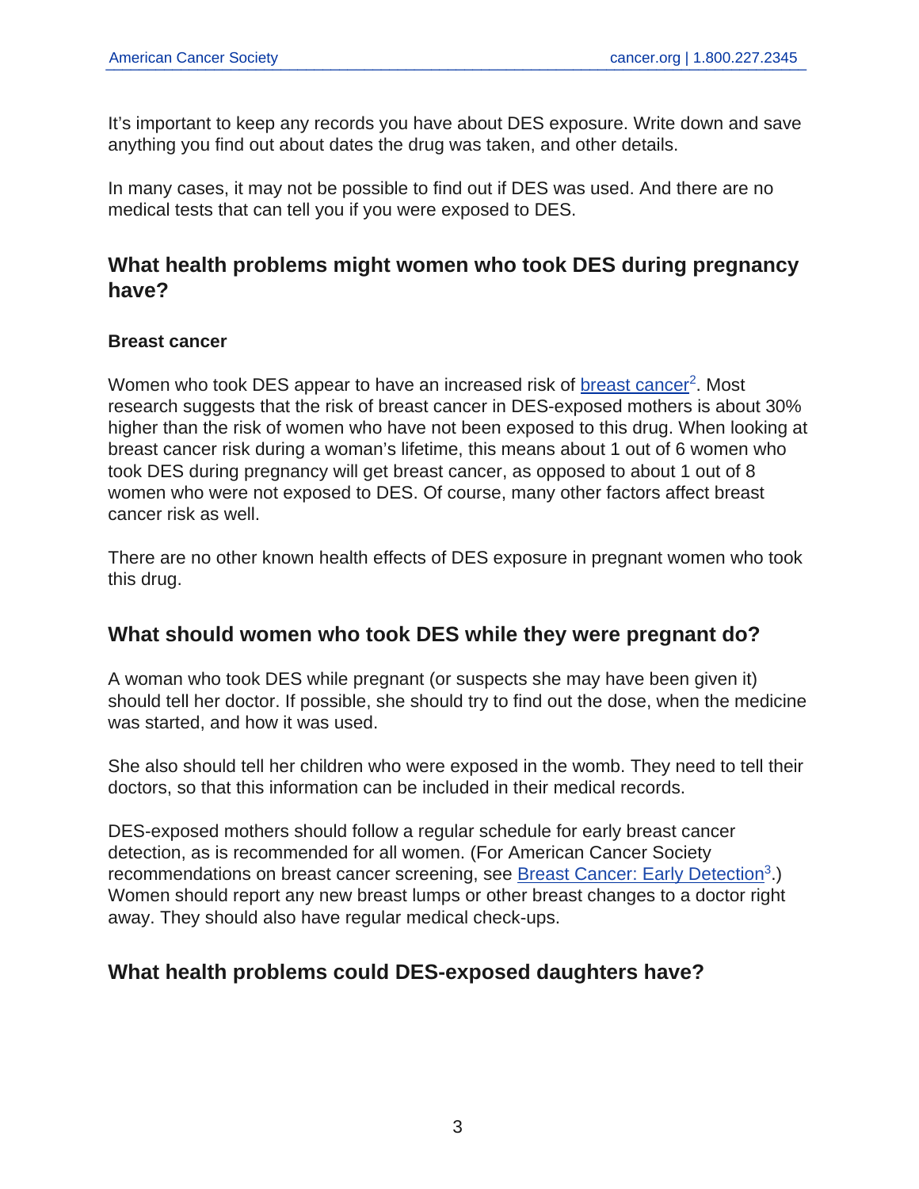It's important to keep any records you have about DES exposure. Write down and save anything you find out about dates the drug was taken, and other details.

In many cases, it may not be possible to find out if DES was used. And there are no medical tests that can tell you if you were exposed to DES.

## What health problems might women who took DES during pregnancy have?

### Breast cancer

Women who took DES appear to have an increased risk of breast cancer[2]. Most research suggests that the risk of breast cancer in DES-exposed mothers is about 30% higher than the risk of women who have not been exposed to this drug. When looking at breast cancer risk during a woman's lifetime, this means about 1 out of 6 women who took DES during pregnancy will get breast cancer, as opposed to about 1 out of 8 women who were not exposed to DES. Of course, many other factors affect breast cancer risk as well.

There are no other known health effects of DES exposure in pregnant women who took this drug.

## What should women who took DES while they were pregnant do?

A woman who took DES while pregnant (or suspects she may have been given it) should tell her doctor. If possible, she should try to find out the dose, when the medicine was started, and how it was used.

She also should tell her children who were exposed in the womb. They need to tell their doctors, so that this information can be included in their medical records.

DES-exposed mothers should follow a regular schedule for early breast cancer detection, as is recommended for all women. (For American Cancer Society recommendations on breast cancer screening, see Breast Cancer: Early Detection[3].) Women should report any new breast lumps or other breast changes to a doctor right away. They should also have regular medical check-ups.

## What health problems could DES-exposed daughters have?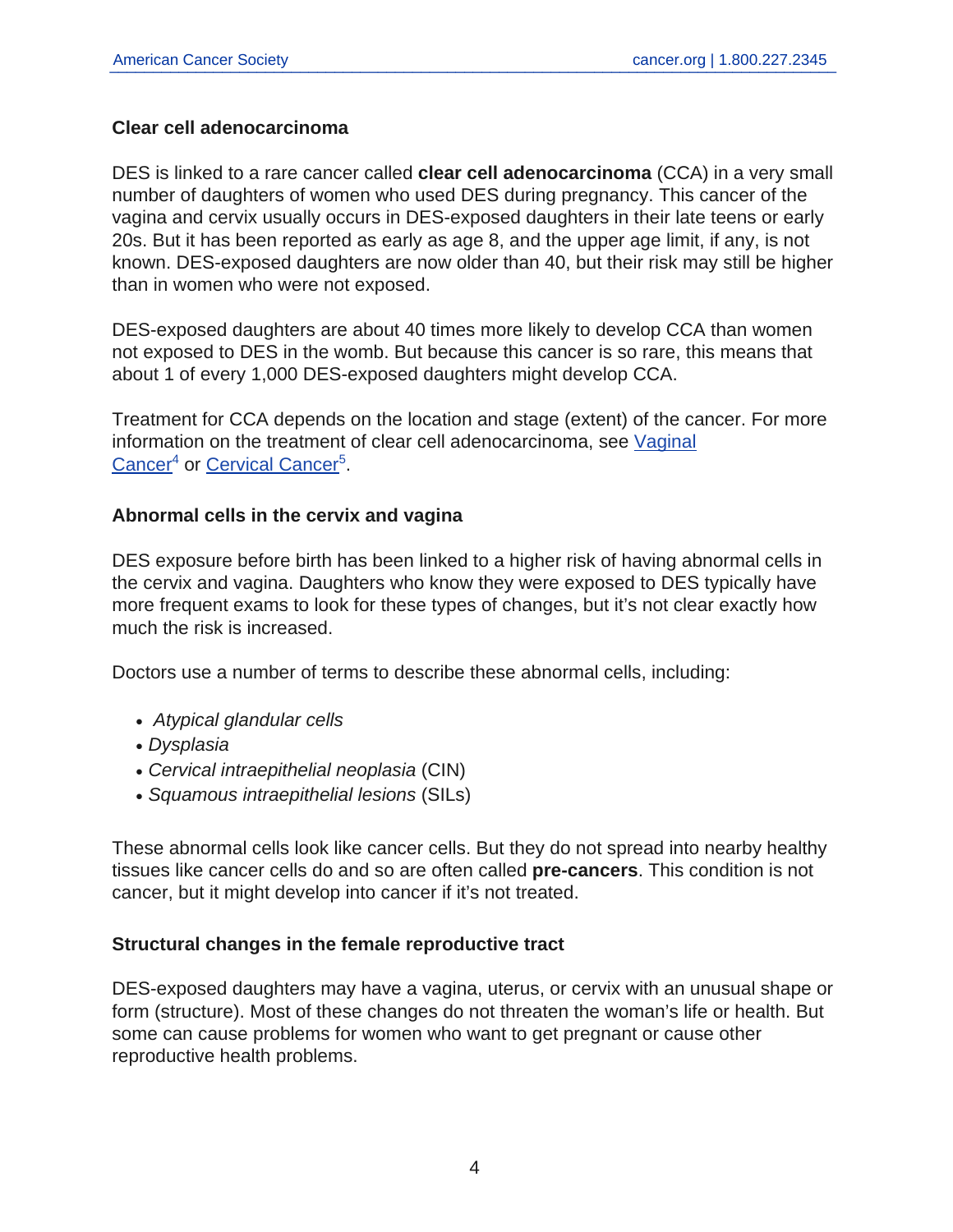### Clear cell adenocarcinoma

DES is linked to a rare cancer called **clear cell adenocarcinoma** (CCA) in a very small number of daughters of women who used DES during pregnancy. This cancer of the vagina and cervix usually occurs in DES-exposed daughters in their late teens or early 20s. But it has been reported as early as age 8, and the upper age limit, if any, is not known. DES-exposed daughters are now older than 40, but their risk may still be higher than in women who were not exposed.

DES-exposed daughters are about 40 times more likely to develop CCA than women not exposed to DES in the womb. But because this cancer is so rare, this means that about 1 of every 1,000 DES-exposed daughters might develop CCA.

Treatment for CCA depends on the location and stage (extent) of the cancer. For more information on the treatment of clear cell adenocarcinoma, see Vaginal Cancer[4] or Cervical Cancer[5].

### Abnormal cells in the cervix and vagina

DES exposure before birth has been linked to a higher risk of having abnormal cells in the cervix and vagina. Daughters who know they were exposed to DES typically have more frequent exams to look for these types of changes, but it's not clear exactly how much the risk is increased.

Doctors use a number of terms to describe these abnormal cells, including:

- *Atypical glandular cells*
- *Dysplasia*
- *Cervical intraepithelial neoplasia* (CIN)
- *Squamous intraepithelial lesions* (SILs)

These abnormal cells look like cancer cells. But they do not spread into nearby healthy tissues like cancer cells do and so are often called **pre-cancers**. This condition is not cancer, but it might develop into cancer if it's not treated.

### Structural changes in the female reproductive tract

DES-exposed daughters may have a vagina, uterus, or cervix with an unusual shape or form (structure). Most of these changes do not threaten the woman's life or health. But some can cause problems for women who want to get pregnant or cause other reproductive health problems.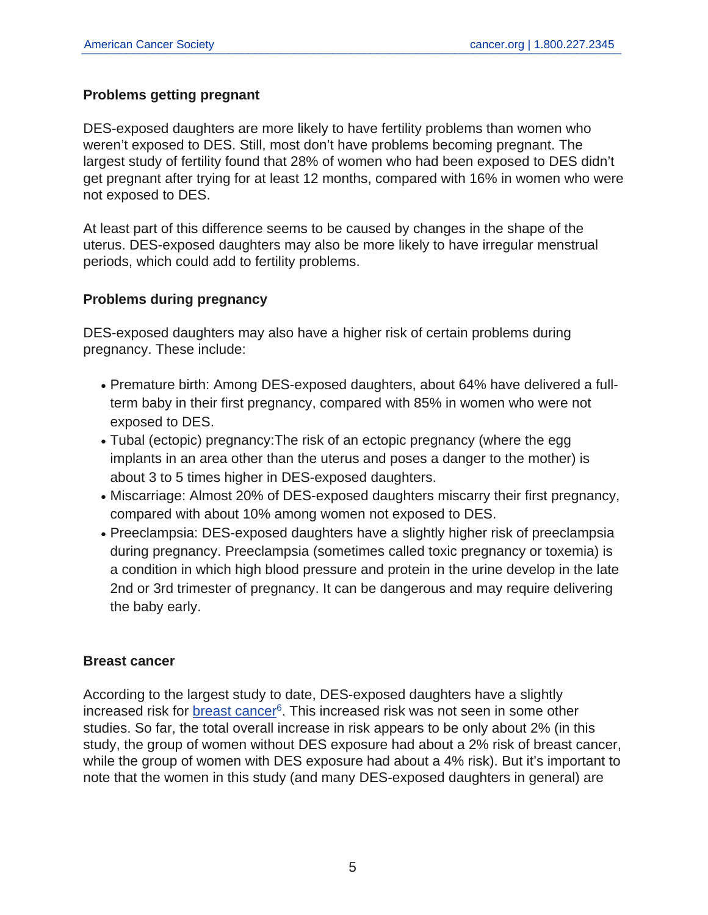### Problems getting pregnant

DES-exposed daughters are more likely to have fertility problems than women who weren't exposed to DES. Still, most don't have problems becoming pregnant. The largest study of fertility found that 28% of women who had been exposed to DES didn't get pregnant after trying for at least 12 months, compared with 16% in women who were not exposed to DES.

At least part of this difference seems to be caused by changes in the shape of the uterus. DES-exposed daughters may also be more likely to have irregular menstrual periods, which could add to fertility problems.

### Problems during pregnancy

DES-exposed daughters may also have a higher risk of certain problems during pregnancy. These include:

- Premature birth: Among DES-exposed daughters, about 64% have delivered a full-term baby in their first pregnancy, compared with 85% in women who were not exposed to DES.
- Tubal (ectopic) pregnancy:The risk of an ectopic pregnancy (where the egg implants in an area other than the uterus and poses a danger to the mother) is about 3 to 5 times higher in DES-exposed daughters.
- Miscarriage: Almost 20% of DES-exposed daughters miscarry their first pregnancy, compared with about 10% among women not exposed to DES.
- Preeclampsia: DES-exposed daughters have a slightly higher risk of preeclampsia during pregnancy. Preeclampsia (sometimes called toxic pregnancy or toxemia) is a condition in which high blood pressure and protein in the urine develop in the late 2nd or 3rd trimester of pregnancy. It can be dangerous and may require delivering the baby early.

### Breast cancer

According to the largest study to date, DES-exposed daughters have a slightly increased risk for breast cancer[6]. This increased risk was not seen in some other studies. So far, the total overall increase in risk appears to be only about 2% (in this study, the group of women without DES exposure had about a 2% risk of breast cancer, while the group of women with DES exposure had about a 4% risk). But it's important to note that the women in this study (and many DES-exposed daughters in general) are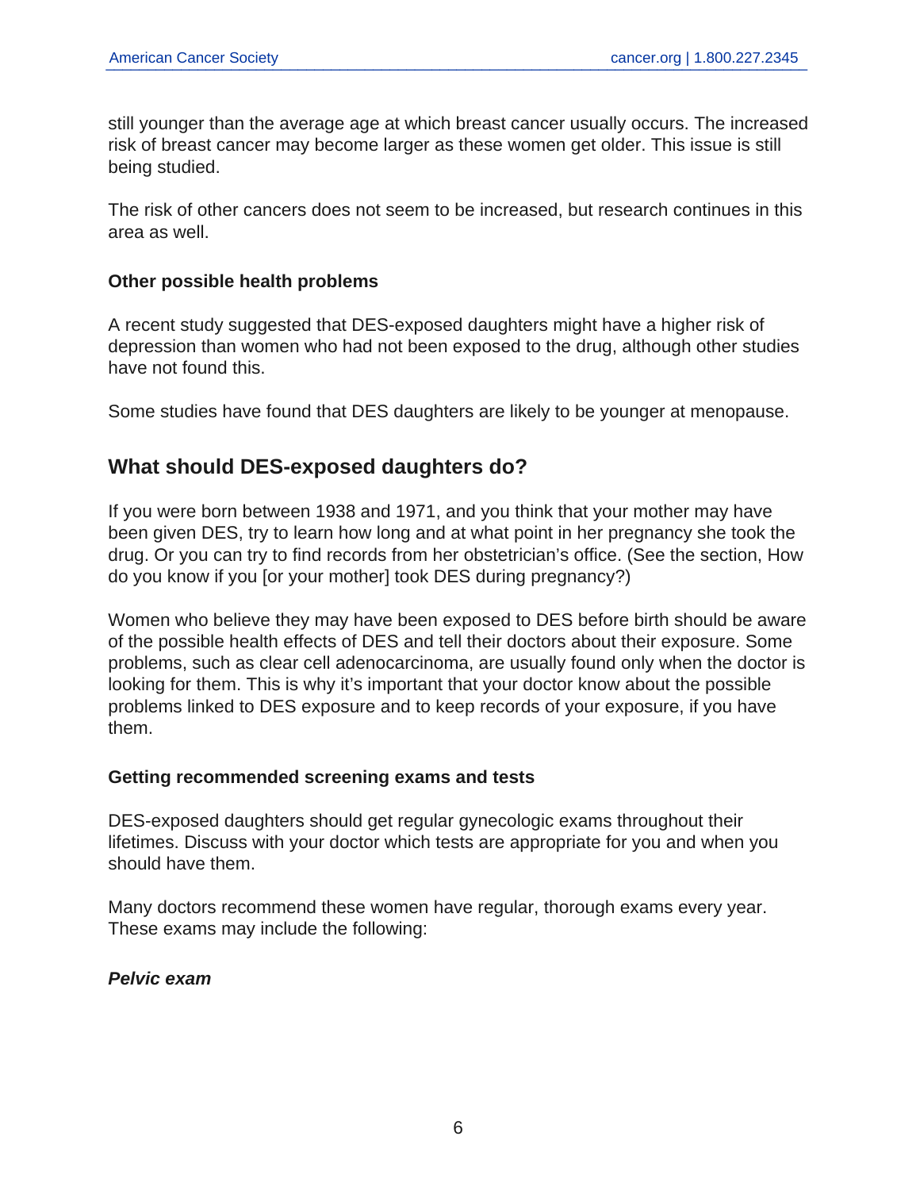still younger than the average age at which breast cancer usually occurs. The increased risk of breast cancer may become larger as these women get older. This issue is still being studied.

The risk of other cancers does not seem to be increased, but research continues in this area as well.

### Other possible health problems

A recent study suggested that DES-exposed daughters might have a higher risk of depression than women who had not been exposed to the drug, although other studies have not found this.

Some studies have found that DES daughters are likely to be younger at menopause.

## What should DES-exposed daughters do?

If you were born between 1938 and 1971, and you think that your mother may have been given DES, try to learn how long and at what point in her pregnancy she took the drug. Or you can try to find records from her obstetrician's office. (See the section, How do you know if you [or your mother] took DES during pregnancy?)

Women who believe they may have been exposed to DES before birth should be aware of the possible health effects of DES and tell their doctors about their exposure. Some problems, such as clear cell adenocarcinoma, are usually found only when the doctor is looking for them. This is why it's important that your doctor know about the possible problems linked to DES exposure and to keep records of your exposure, if you have them.

### Getting recommended screening exams and tests

DES-exposed daughters should get regular gynecologic exams throughout their lifetimes. Discuss with your doctor which tests are appropriate for you and when you should have them.

Many doctors recommend these women have regular, thorough exams every year. These exams may include the following:

#### *Pelvic exam*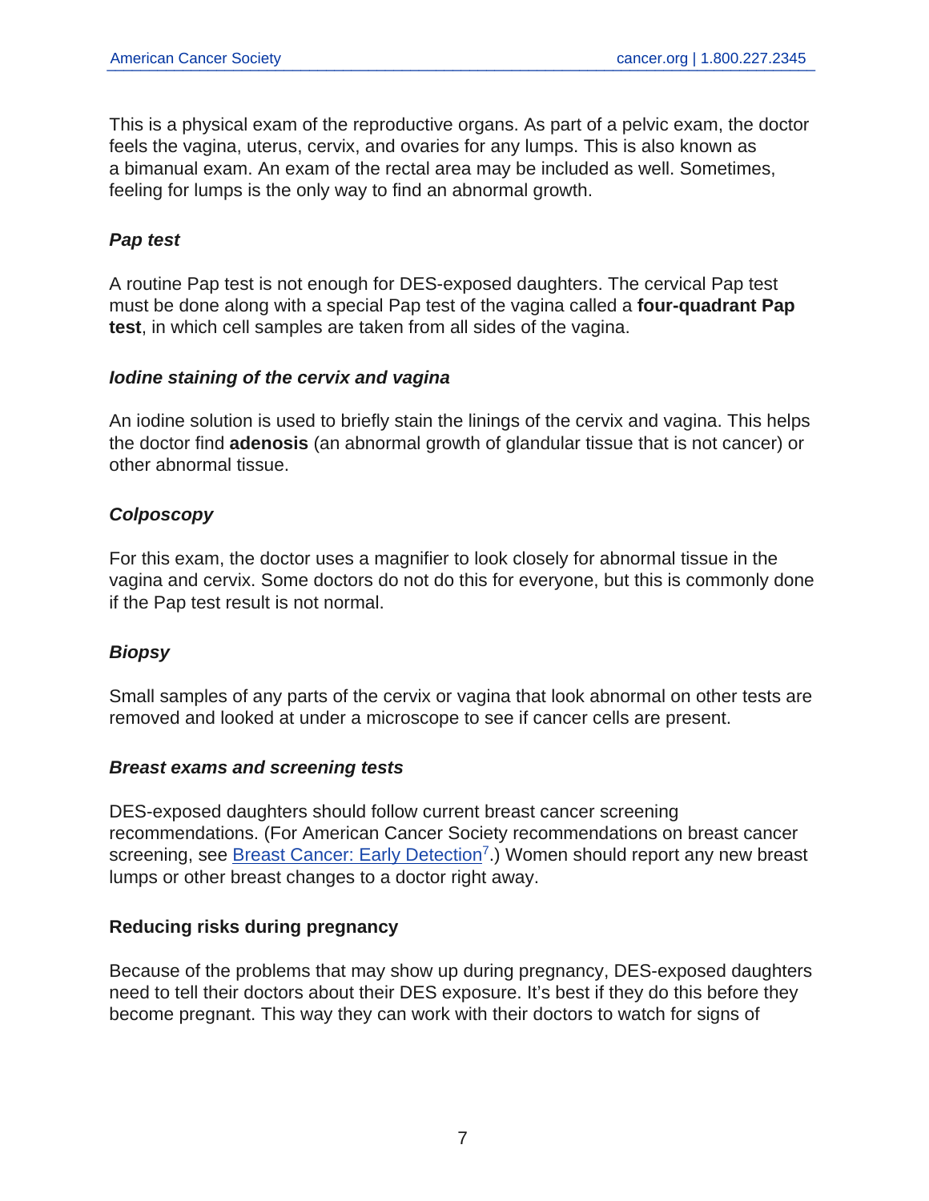This is a physical exam of the reproductive organs. As part of a pelvic exam, the doctor feels the vagina, uterus, cervix, and ovaries for any lumps. This is also known as a bimanual exam. An exam of the rectal area may be included as well. Sometimes, feeling for lumps is the only way to find an abnormal growth.

#### ***Pap test***

A routine Pap test is not enough for DES-exposed daughters. The cervical Pap test must be done along with a special Pap test of the vagina called a **four-quadrant Pap test**, in which cell samples are taken from all sides of the vagina.

#### ***Iodine staining of the cervix and vagina***

An iodine solution is used to briefly stain the linings of the cervix and vagina. This helps the doctor find **adenosis** (an abnormal growth of glandular tissue that is not cancer) or other abnormal tissue.

#### ***Colposcopy***

For this exam, the doctor uses a magnifier to look closely for abnormal tissue in the vagina and cervix. Some doctors do not do this for everyone, but this is commonly done if the Pap test result is not normal.

#### ***Biopsy***

Small samples of any parts of the cervix or vagina that look abnormal on other tests are removed and looked at under a microscope to see if cancer cells are present.

#### ***Breast exams and screening tests***

DES-exposed daughters should follow current breast cancer screening recommendations. (For American Cancer Society recommendations on breast cancer screening, see Breast Cancer: Early Detection[7].) Women should report any new breast lumps or other breast changes to a doctor right away.

### **Reducing risks during pregnancy**

Because of the problems that may show up during pregnancy, DES-exposed daughters need to tell their doctors about their DES exposure. It's best if they do this before they become pregnant. This way they can work with their doctors to watch for signs of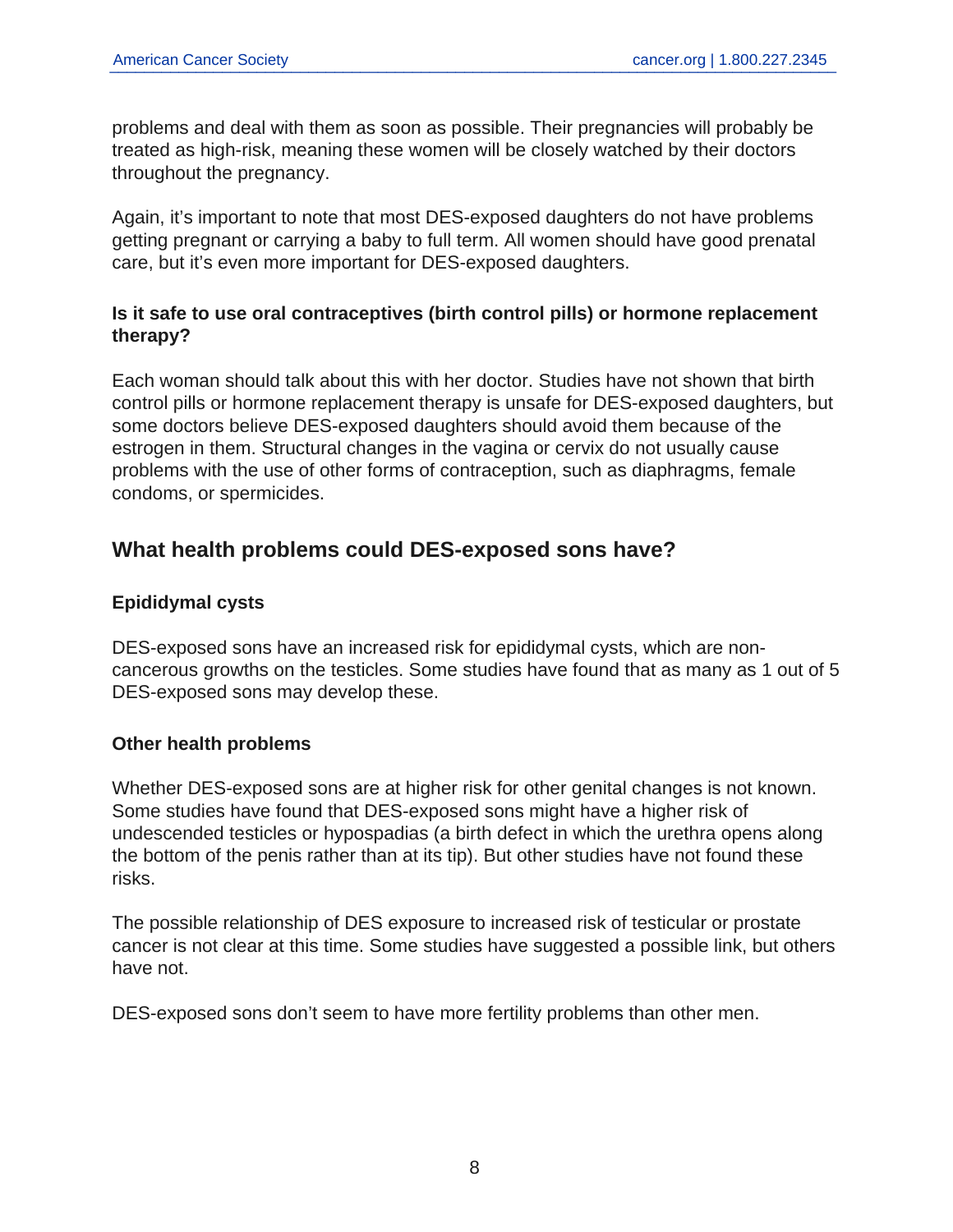problems and deal with them as soon as possible. Their pregnancies will probably be treated as high-risk, meaning these women will be closely watched by their doctors throughout the pregnancy.

Again, it's important to note that most DES-exposed daughters do not have problems getting pregnant or carrying a baby to full term. All women should have good prenatal care, but it's even more important for DES-exposed daughters.

### Is it safe to use oral contraceptives (birth control pills) or hormone replacement therapy?

Each woman should talk about this with her doctor. Studies have not shown that birth control pills or hormone replacement therapy is unsafe for DES-exposed daughters, but some doctors believe DES-exposed daughters should avoid them because of the estrogen in them. Structural changes in the vagina or cervix do not usually cause problems with the use of other forms of contraception, such as diaphragms, female condoms, or spermicides.

## What health problems could DES-exposed sons have?

### Epididymal cysts

DES-exposed sons have an increased risk for epididymal cysts, which are non-cancerous growths on the testicles. Some studies have found that as many as 1 out of 5 DES-exposed sons may develop these.

### Other health problems

Whether DES-exposed sons are at higher risk for other genital changes is not known. Some studies have found that DES-exposed sons might have a higher risk of undescended testicles or hypospadias (a birth defect in which the urethra opens along the bottom of the penis rather than at its tip). But other studies have not found these risks.

The possible relationship of DES exposure to increased risk of testicular or prostate cancer is not clear at this time. Some studies have suggested a possible link, but others have not.

DES-exposed sons don't seem to have more fertility problems than other men.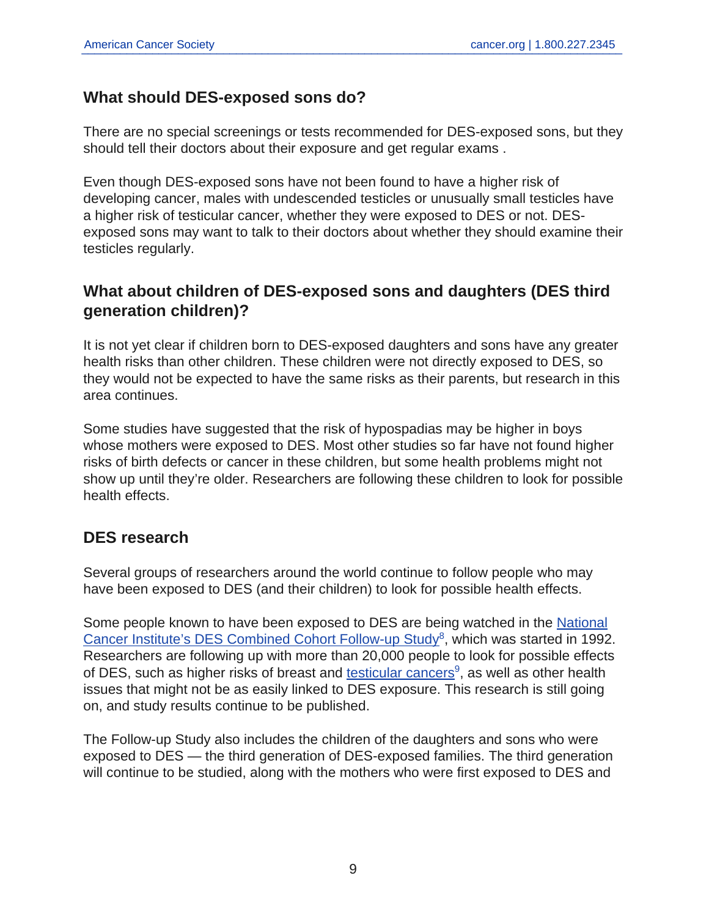### What should DES-exposed sons do?

There are no special screenings or tests recommended for DES-exposed sons, but they should tell their doctors about their exposure and get regular exams .

Even though DES-exposed sons have not been found to have a higher risk of developing cancer, males with undescended testicles or unusually small testicles have a higher risk of testicular cancer, whether they were exposed to DES or not. DES-exposed sons may want to talk to their doctors about whether they should examine their testicles regularly.

### What about children of DES-exposed sons and daughters (DES third generation children)?

It is not yet clear if children born to DES-exposed daughters and sons have any greater health risks than other children. These children were not directly exposed to DES, so they would not be expected to have the same risks as their parents, but research in this area continues.

Some studies have suggested that the risk of hypospadias may be higher in boys whose mothers were exposed to DES. Most other studies so far have not found higher risks of birth defects or cancer in these children, but some health problems might not show up until they're older. Researchers are following these children to look for possible health effects.

### DES research

Several groups of researchers around the world continue to follow people who may have been exposed to DES (and their children) to look for possible health effects.

Some people known to have been exposed to DES are being watched in the National Cancer Institute's DES Combined Cohort Follow-up Study[8], which was started in 1992. Researchers are following up with more than 20,000 people to look for possible effects of DES, such as higher risks of breast and testicular cancers[9], as well as other health issues that might not be as easily linked to DES exposure. This research is still going on, and study results continue to be published.

The Follow-up Study also includes the children of the daughters and sons who were exposed to DES — the third generation of DES-exposed families. The third generation will continue to be studied, along with the mothers who were first exposed to DES and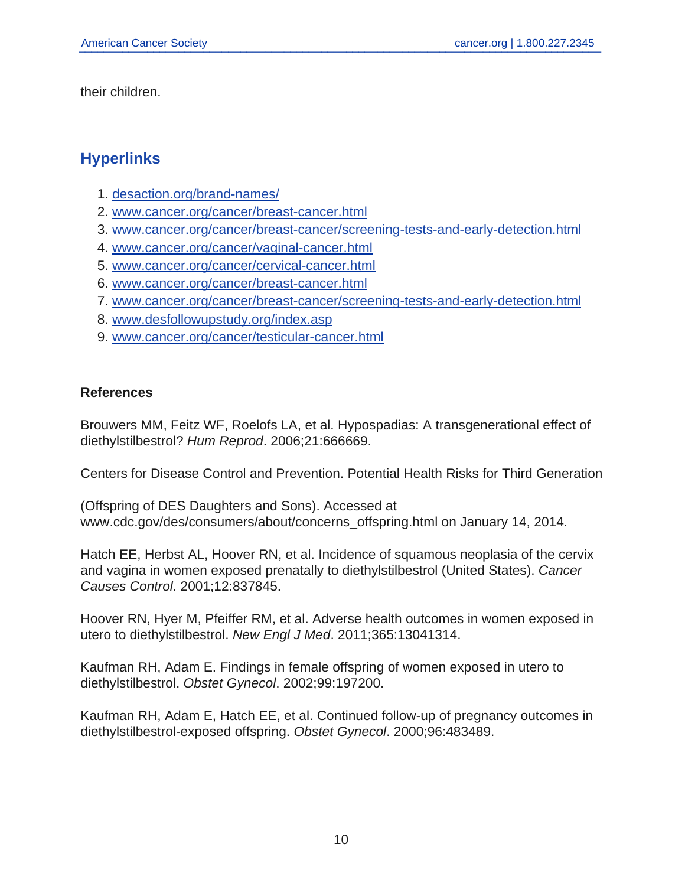their children.

## Hyperlinks

1. desaction.org/brand-names/
2. www.cancer.org/cancer/breast-cancer.html
3. www.cancer.org/cancer/breast-cancer/screening-tests-and-early-detection.html
4. www.cancer.org/cancer/vaginal-cancer.html
5. www.cancer.org/cancer/cervical-cancer.html
6. www.cancer.org/cancer/breast-cancer.html
7. www.cancer.org/cancer/breast-cancer/screening-tests-and-early-detection.html
8. www.desfollowupstudy.org/index.asp
9. www.cancer.org/cancer/testicular-cancer.html

**References**

Brouwers MM, Feitz WF, Roelofs LA, et al. Hypospadias: A transgenerational effect of diethylstilbestrol? *Hum Reprod*. 2006;21:666669.

Centers for Disease Control and Prevention. Potential Health Risks for Third Generation

(Offspring of DES Daughters and Sons). Accessed at www.cdc.gov/des/consumers/about/concerns_offspring.html on January 14, 2014.

Hatch EE, Herbst AL, Hoover RN, et al. Incidence of squamous neoplasia of the cervix and vagina in women exposed prenatally to diethylstilbestrol (United States). *Cancer Causes Control*. 2001;12:837845.

Hoover RN, Hyer M, Pfeiffer RM, et al. Adverse health outcomes in women exposed in utero to diethylstilbestrol. *New Engl J Med*. 2011;365:13041314.

Kaufman RH, Adam E. Findings in female offspring of women exposed in utero to diethylstilbestrol. *Obstet Gynecol*. 2002;99:197200.

Kaufman RH, Adam E, Hatch EE, et al. Continued follow-up of pregnancy outcomes in diethylstilbestrol-exposed offspring. *Obstet Gynecol*. 2000;96:483489.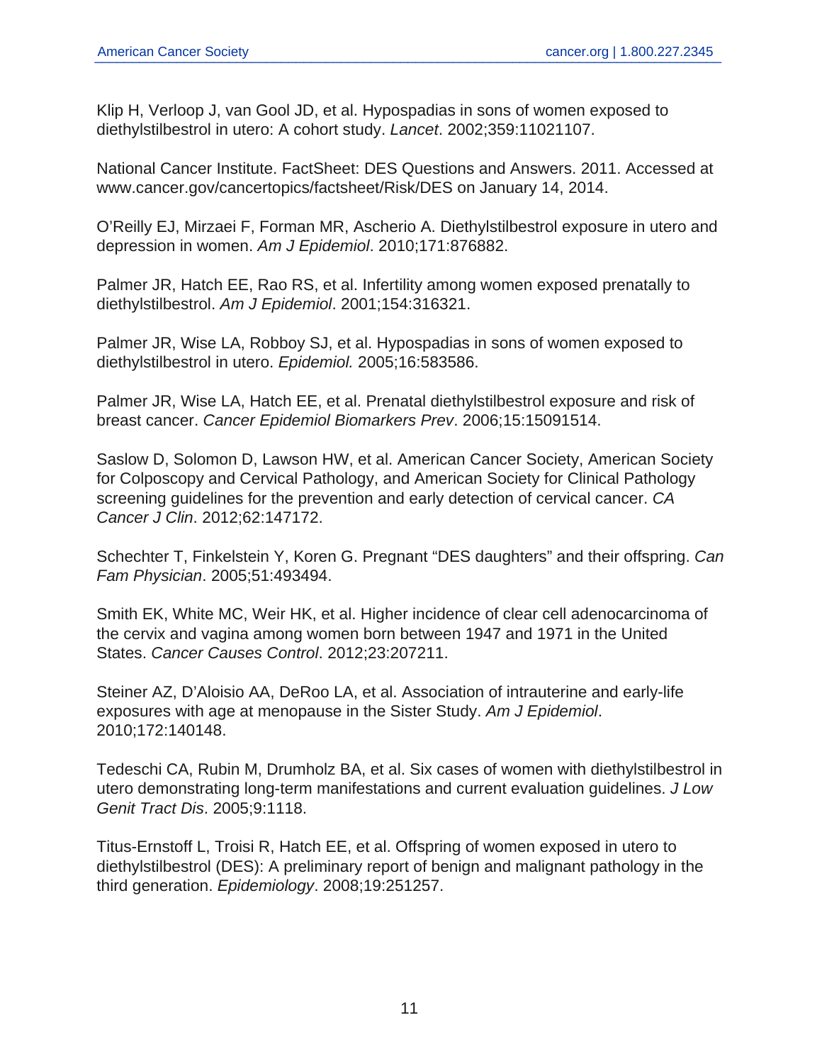Klip H, Verloop J, van Gool JD, et al. Hypospadias in sons of women exposed to diethylstilbestrol in utero: A cohort study. *Lancet*. 2002;359:11021107.

National Cancer Institute. FactSheet: DES Questions and Answers. 2011. Accessed at www.cancer.gov/cancertopics/factsheet/Risk/DES on January 14, 2014.

O'Reilly EJ, Mirzaei F, Forman MR, Ascherio A. Diethylstilbestrol exposure in utero and depression in women. *Am J Epidemiol*. 2010;171:876882.

Palmer JR, Hatch EE, Rao RS, et al. Infertility among women exposed prenatally to diethylstilbestrol. *Am J Epidemiol*. 2001;154:316321.

Palmer JR, Wise LA, Robboy SJ, et al. Hypospadias in sons of women exposed to diethylstilbestrol in utero. *Epidemiol.* 2005;16:583586.

Palmer JR, Wise LA, Hatch EE, et al. Prenatal diethylstilbestrol exposure and risk of breast cancer. *Cancer Epidemiol Biomarkers Prev*. 2006;15:15091514.

Saslow D, Solomon D, Lawson HW, et al. American Cancer Society, American Society for Colposcopy and Cervical Pathology, and American Society for Clinical Pathology screening guidelines for the prevention and early detection of cervical cancer. *CA Cancer J Clin*. 2012;62:147172.

Schechter T, Finkelstein Y, Koren G. Pregnant "DES daughters" and their offspring. *Can Fam Physician*. 2005;51:493494.

Smith EK, White MC, Weir HK, et al. Higher incidence of clear cell adenocarcinoma of the cervix and vagina among women born between 1947 and 1971 in the United States. *Cancer Causes Control*. 2012;23:207211.

Steiner AZ, D'Aloisio AA, DeRoo LA, et al. Association of intrauterine and early-life exposures with age at menopause in the Sister Study. *Am J Epidemiol*. 2010;172:140148.

Tedeschi CA, Rubin M, Drumholz BA, et al. Six cases of women with diethylstilbestrol in utero demonstrating long-term manifestations and current evaluation guidelines. *J Low Genit Tract Dis*. 2005;9:1118.

Titus-Ernstoff L, Troisi R, Hatch EE, et al. Offspring of women exposed in utero to diethylstilbestrol (DES): A preliminary report of benign and malignant pathology in the third generation. *Epidemiology*. 2008;19:251257.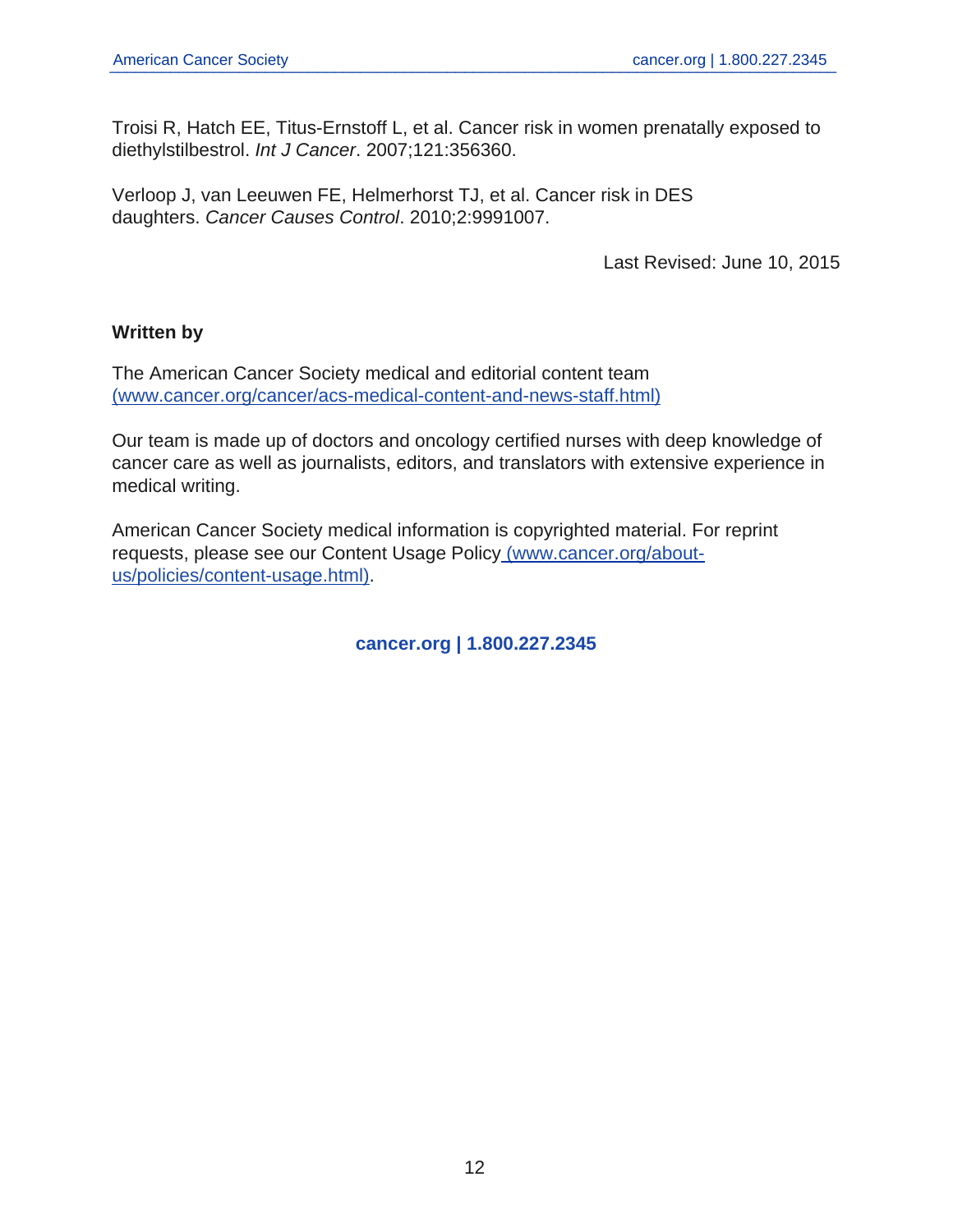Troisi R, Hatch EE, Titus-Ernstoff L, et al. Cancer risk in women prenatally exposed to diethylstilbestrol. *Int J Cancer*. 2007;121:356360.

Verloop J, van Leeuwen FE, Helmerhorst TJ, et al. Cancer risk in DES daughters. *Cancer Causes Control*. 2010;2:9991007.

Last Revised: June 10, 2015

**Written by**

The American Cancer Society medical and editorial content team (www.cancer.org/cancer/acs-medical-content-and-news-staff.html)

Our team is made up of doctors and oncology certified nurses with deep knowledge of cancer care as well as journalists, editors, and translators with extensive experience in medical writing.

American Cancer Society medical information is copyrighted material. For reprint requests, please see our Content Usage Policy (www.cancer.org/about-us/policies/content-usage.html).

**cancer.org | 1.800.227.2345**